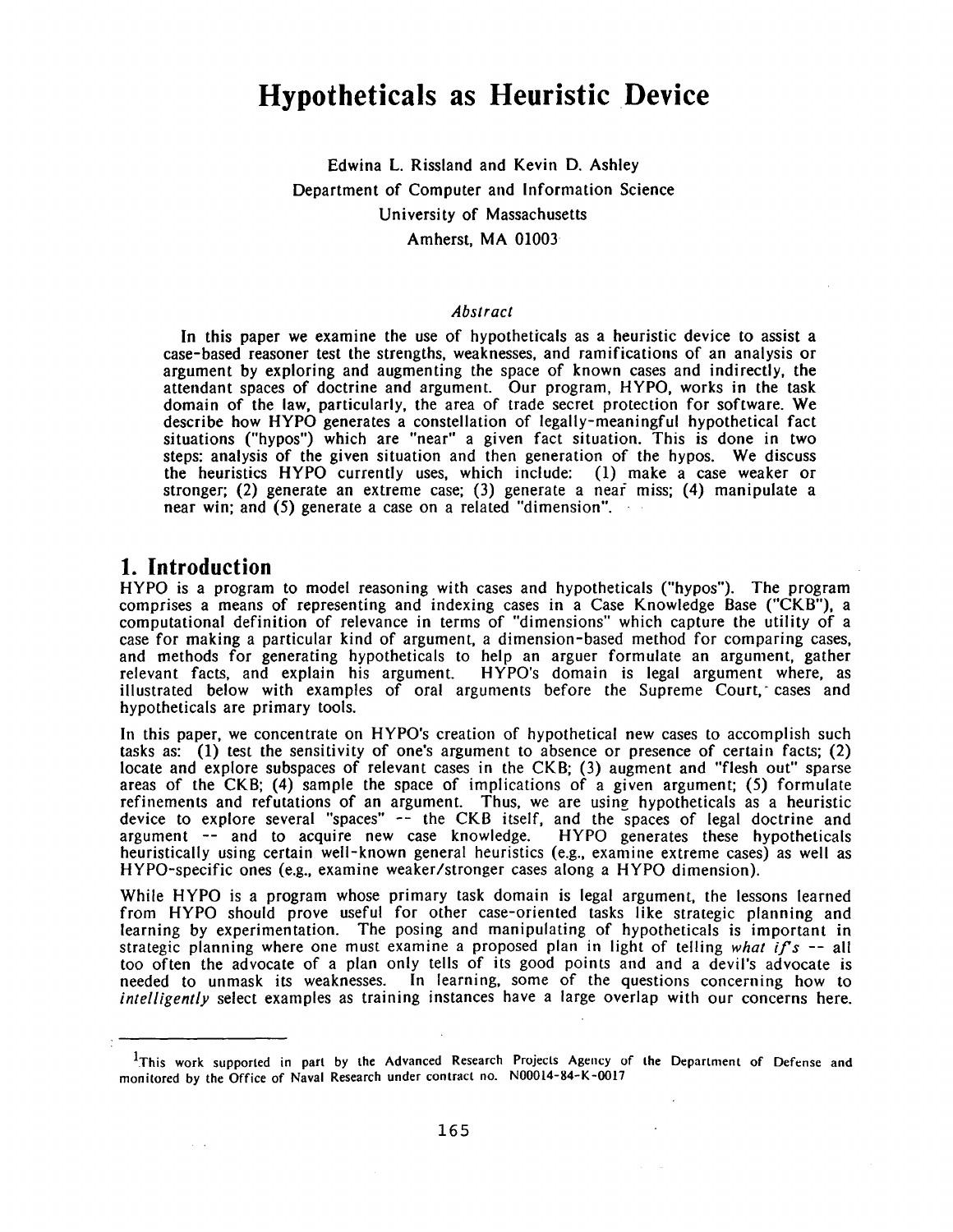# Hypotheticals as Heuristic Device

Edwina L. Rissland and Kevin D. Ashley
Department of Computer and Information Science
University of Massachusetts
Amherst, MA 01003

*Abstract*

In this paper we examine the use of hypotheticals as a heuristic device to assist a case-based reasoner test the strengths, weaknesses, and ramifications of an analysis or argument by exploring and augmenting the space of known cases and indirectly, the attendant spaces of doctrine and argument. Our program, HYPO, works in the task domain of the law, particularly, the area of trade secret protection for software. We describe how HYPO generates a constellation of legally-meaningful hypothetical fact situations ("hypos") which are "near" a given fact situation. This is done in two steps: analysis of the given situation and then generation of the hypos. We discuss the heuristics HYPO currently uses, which include: (1) make a case weaker or stronger; (2) generate an extreme case; (3) generate a near miss; (4) manipulate a near win; and (5) generate a case on a related "dimension".

## 1. Introduction

HYPO is a program to model reasoning with cases and hypotheticals ("hypos"). The program comprises a means of representing and indexing cases in a Case Knowledge Base ("CKB"), a computational definition of relevance in terms of "dimensions" which capture the utility of a case for making a particular kind of argument, a dimension-based method for comparing cases, and methods for generating hypotheticals to help an arguer formulate an argument, gather relevant facts, and explain his argument. HYPO's domain is legal argument where, as illustrated below with examples of oral arguments before the Supreme Court, cases and hypotheticals are primary tools.

In this paper, we concentrate on HYPO's creation of hypothetical new cases to accomplish such tasks as: (1) test the sensitivity of one's argument to absence or presence of certain facts; (2) locate and explore subspaces of relevant cases in the CKB; (3) augment and "flesh out" sparse areas of the CKB; (4) sample the space of implications of a given argument; (5) formulate refinements and refutations of an argument. Thus, we are using hypotheticals as a heuristic device to explore several "spaces" -- the CKB itself, and the spaces of legal doctrine and argument -- and to acquire new case knowledge. HYPO generates these hypotheticals heuristically using certain well-known general heuristics (e.g., examine extreme cases) as well as HYPO-specific ones (e.g., examine weaker/stronger cases along a HYPO dimension).

While HYPO is a program whose primary task domain is legal argument, the lessons learned from HYPO should prove useful for other case-oriented tasks like strategic planning and learning by experimentation. The posing and manipulating of hypotheticals is important in strategic planning where one must examine a proposed plan in light of telling *what if's* -- all too often the advocate of a plan only tells of its good points and and a devil's advocate is needed to unmask its weaknesses. In learning, some of the questions concerning how to *intelligently* select examples as training instances have a large overlap with our concerns here.

---

[1] This work supported in part by the Advanced Research Projects Agency of the Department of Defense and monitored by the Office of Naval Research under contract no. N00014-84-K-0017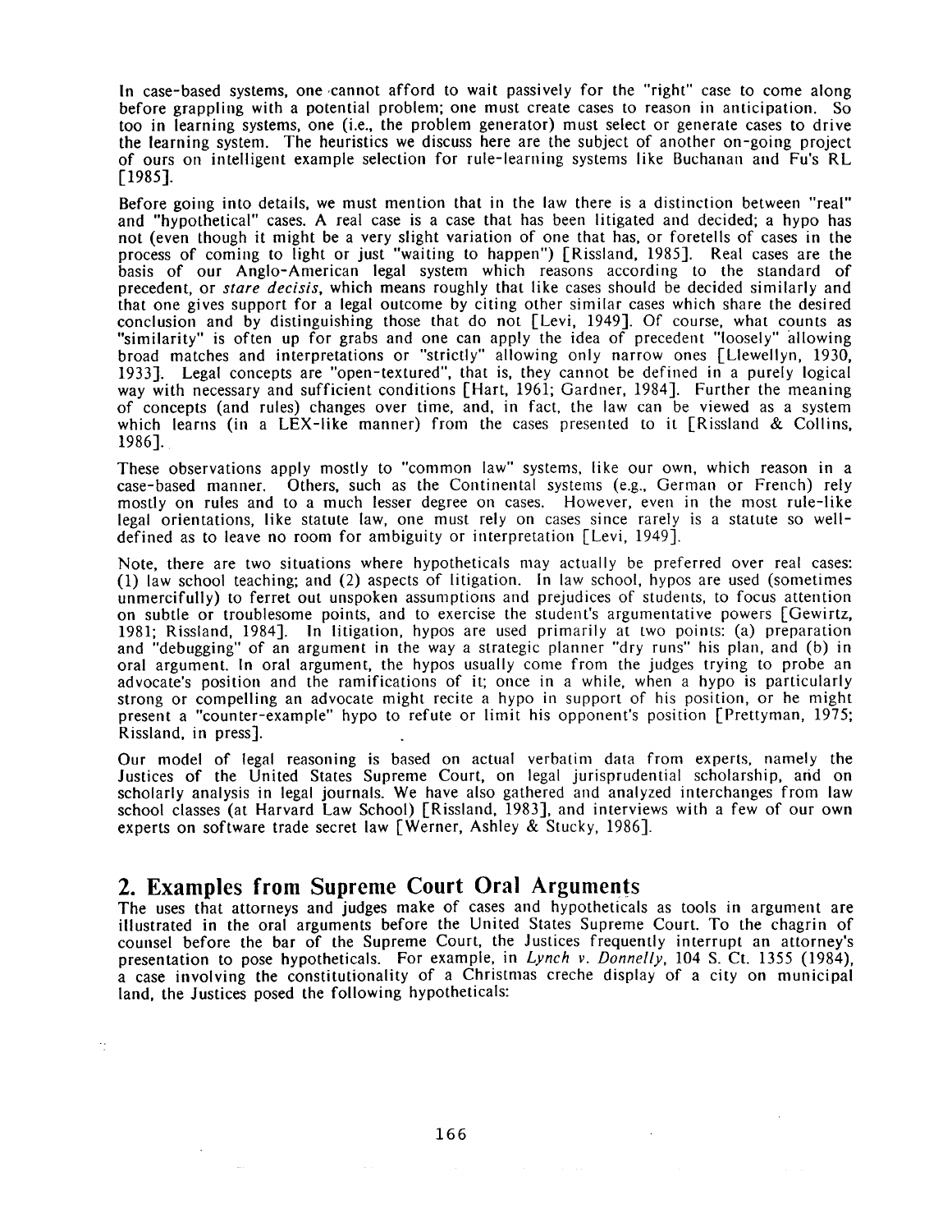In case-based systems, one cannot afford to wait passively for the "right" case to come along before grappling with a potential problem; one must create cases to reason in anticipation. So too in learning systems, one (i.e., the problem generator) must select or generate cases to drive the learning system. The heuristics we discuss here are the subject of another on-going project of ours on intelligent example selection for rule-learning systems like Buchanan and Fu's RL [1985].

Before going into details, we must mention that in the law there is a distinction between "real" and "hypothetical" cases. A real case is a case that has been litigated and decided; a hypo has not (even though it might be a very slight variation of one that has, or foretells of cases in the process of coming to light or just "waiting to happen") [Rissland, 1985]. Real cases are the basis of our Anglo-American legal system which reasons according to the standard of precedent, or *stare decisis*, which means roughly that like cases should be decided similarly and that one gives support for a legal outcome by citing other similar cases which share the desired conclusion and by distinguishing those that do not [Levi, 1949]. Of course, what counts as "similarity" is often up for grabs and one can apply the idea of precedent "loosely" allowing broad matches and interpretations or "strictly" allowing only narrow ones [Llewellyn, 1930, 1933]. Legal concepts are "open-textured", that is, they cannot be defined in a purely logical way with necessary and sufficient conditions [Hart, 1961; Gardner, 1984]. Further the meaning of concepts (and rules) changes over time, and, in fact, the law can be viewed as a system which learns (in a LEX-like manner) from the cases presented to it [Rissland & Collins, 1986].

These observations apply mostly to "common law" systems, like our own, which reason in a case-based manner. Others, such as the Continental systems (e.g., German or French) rely mostly on rules and to a much lesser degree on cases. However, even in the most rule-like legal orientations, like statute law, one must rely on cases since rarely is a statute so well-defined as to leave no room for ambiguity or interpretation [Levi, 1949].

Note, there are two situations where hypotheticals may actually be preferred over real cases: (1) law school teaching; and (2) aspects of litigation. In law school, hypos are used (sometimes unmercifully) to ferret out unspoken assumptions and prejudices of students, to focus attention on subtle or troublesome points, and to exercise the student's argumentative powers [Gewirtz, 1981; Rissland, 1984]. In litigation, hypos are used primarily at two points: (a) preparation and "debugging" of an argument in the way a strategic planner "dry runs" his plan, and (b) in oral argument. In oral argument, the hypos usually come from the judges trying to probe an advocate's position and the ramifications of it; once in a while, when a hypo is particularly strong or compelling an advocate might recite a hypo in support of his position, or he might present a "counter-example" hypo to refute or limit his opponent's position [Prettyman, 1975; Rissland, in press].

Our model of legal reasoning is based on actual verbatim data from experts, namely the Justices of the United States Supreme Court, on legal jurisprudential scholarship, and on scholarly analysis in legal journals. We have also gathered and analyzed interchanges from law school classes (at Harvard Law School) [Rissland, 1983], and interviews with a few of our own experts on software trade secret law [Werner, Ashley & Stucky, 1986].

## 2. Examples from Supreme Court Oral Arguments

The uses that attorneys and judges make of cases and hypotheticals as tools in argument are illustrated in the oral arguments before the United States Supreme Court. To the chagrin of counsel before the bar of the Supreme Court, the Justices frequently interrupt an attorney's presentation to pose hypotheticals. For example, in *Lynch v. Donnelly*, 104 S. Ct. 1355 (1984), a case involving the constitutionality of a Christmas creche display of a city on municipal land, the Justices posed the following hypotheticals: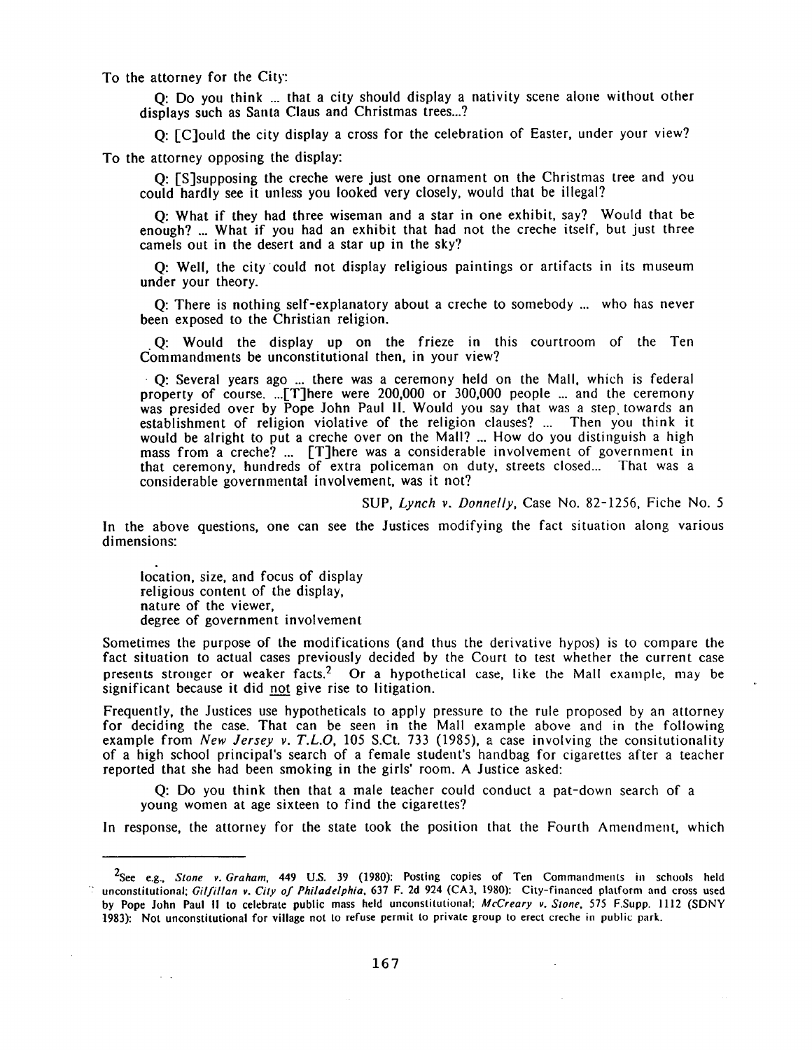To the attorney for the City:

> Q: Do you think ... that a city should display a nativity scene alone without other displays such as Santa Claus and Christmas trees...?
>
> Q: [C]ould the city display a cross for the celebration of Easter, under your view?

To the attorney opposing the display:

> Q: [S]supposing the creche were just one ornament on the Christmas tree and you could hardly see it unless you looked very closely, would that be illegal?
>
> Q: What if they had three wiseman and a star in one exhibit, say? Would that be enough? ... What if you had an exhibit that had not the creche itself, but just three camels out in the desert and a star up in the sky?
>
> Q: Well, the city could not display religious paintings or artifacts in its museum under your theory.
>
> Q: There is nothing self-explanatory about a creche to somebody ... who has never been exposed to the Christian religion.
>
> Q: Would the display up on the frieze in this courtroom of the Ten Commandments be unconstitutional then, in your view?
>
> Q: Several years ago ... there was a ceremony held on the Mall, which is federal property of course. ...[T]here were 200,000 or 300,000 people ... and the ceremony was presided over by Pope John Paul II. Would you say that was a step towards an establishment of religion violative of the religion clauses? ... Then you think it would be alright to put a creche over on the Mall? ... How do you distinguish a high mass from a creche? ... [T]here was a considerable involvement of government in that ceremony, hundreds of extra policeman on duty, streets closed... That was a considerable governmental involvement, was it not?

SUP, *Lynch v. Donnelly*, Case No. 82-1256, Fiche No. 5

In the above questions, one can see the Justices modifying the fact situation along various dimensions:

> location, size, and focus of display
> religious content of the display,
> nature of the viewer,
> degree of government involvement

Sometimes the purpose of the modifications (and thus the derivative hypos) is to compare the fact situation to actual cases previously decided by the Court to test whether the current case presents stronger or weaker facts.[2] Or a hypothetical case, like the Mall example, may be significant because it did not give rise to litigation.

Frequently, the Justices use hypotheticals to apply pressure to the rule proposed by an attorney for deciding the case. That can be seen in the Mall example above and in the following example from *New Jersey v. T.L.O*, 105 S.Ct. 733 (1985), a case involving the consitutionality of a high school principal's search of a female student's handbag for cigarettes after a teacher reported that she had been smoking in the girls' room. A Justice asked:

> Q: Do you think then that a male teacher could conduct a pat-down search of a young women at age sixteen to find the cigarettes?

In response, the attorney for the state took the position that the Fourth Amendment, which

---

[2] See e.g., *Stone v. Graham*, 449 U.S. 39 (1980): Posting copies of Ten Commandments in schools held unconstitutional; *Gilfillan v. City of Philadelphia*, 637 F. 2d 924 (CA3, 1980): City-financed platform and cross used by Pope John Paul II to celebrate public mass held unconstitutional; *McCreary v. Stone*, 575 F.Supp. 1112 (SDNY 1983): Not unconstitutional for village not to refuse permit to private group to erect creche in public park.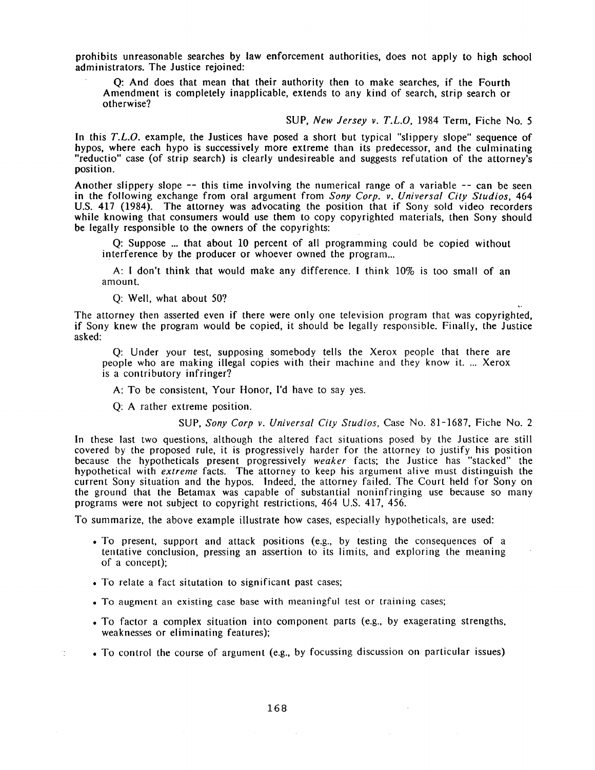prohibits unreasonable searches by law enforcement authorities, does not apply to high school administrators. The Justice rejoined:

> Q: And does that mean that their authority then to make searches, if the Fourth Amendment is completely inapplicable, extends to any kind of search, strip search or otherwise?
>
> SUP, *New Jersey v. T.L.O*, 1984 Term, Fiche No. 5

In this *T.L.O.* example, the Justices have posed a short but typical "slippery slope" sequence of hypos, where each hypo is successively more extreme than its predecessor, and the culminating "reductio" case (of strip search) is clearly undesireable and suggests refutation of the attorney's position.

Another slippery slope -- this time involving the numerical range of a variable -- can be seen in the following exchange from oral argument from *Sony Corp. v. Universal City Studios*, 464 U.S. 417 (1984). The attorney was advocating the position that if Sony sold video recorders while knowing that consumers would use them to copy copyrighted materials, then Sony should be legally responsible to the owners of the copyrights:

> Q: Suppose ... that about 10 percent of all programming could be copied without interference by the producer or whoever owned the program...
>
> A: I don't think that would make any difference. I think 10% is too small of an amount.
>
> Q: Well, what about 50?

The attorney then asserted even if there were only one television program that was copyrighted, if Sony knew the program would be copied, it should be legally responsible. Finally, the Justice asked:

> Q: Under your test, supposing somebody tells the Xerox people that there are people who are making illegal copies with their machine and they know it. ... Xerox is a contributory infringer?
>
> A: To be consistent, Your Honor, I'd have to say yes.
>
> Q: A rather extreme position.
>
> SUP, *Sony Corp v. Universal City Studios*, Case No. 81-1687, Fiche No. 2

In these last two questions, although the altered fact situations posed by the Justice are still covered by the proposed rule, it is progressively harder for the attorney to justify his position because the hypotheticals present progressively *weaker* facts; the Justice has "stacked" the hypothetical with *extreme* facts. The attorney to keep his argument alive must distinguish the current Sony situation and the hypos. Indeed, the attorney failed. The Court held for Sony on the ground that the Betamax was capable of substantial noninfringing use because so many programs were not subject to copyright restrictions, 464 U.S. 417, 456.

To summarize, the above example illustrate how cases, especially hypotheticals, are used:

- To present, support and attack positions (e.g., by testing the consequences of a tentative conclusion, pressing an assertion to its limits, and exploring the meaning of a concept);
- To relate a fact situtation to significant past cases;
- To augment an existing case base with meaningful test or training cases;
- To factor a complex situation into component parts (e.g., by exagerating strengths, weaknesses or eliminating features);
- To control the course of argument (e.g., by focussing discussion on particular issues)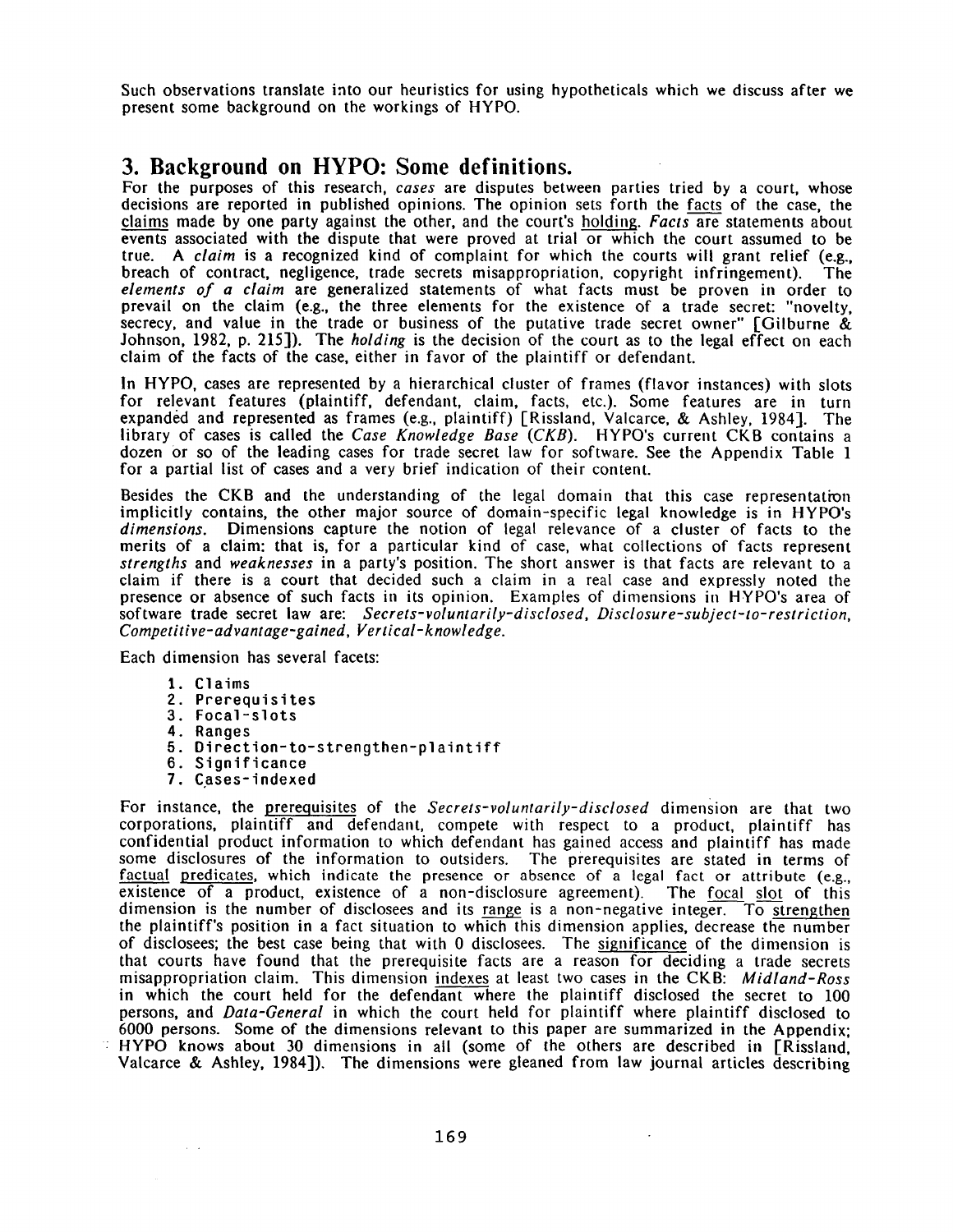Such observations translate into our heuristics for using hypotheticals which we discuss after we present some background on the workings of HYPO.

## 3. Background on HYPO: Some definitions.

For the purposes of this research, *cases* are disputes between parties tried by a court, whose decisions are reported in published opinions. The opinion sets forth the facts of the case, the claims made by one party against the other, and the court's holding. *Facts* are statements about events associated with the dispute that were proved at trial or which the court assumed to be true. A *claim* is a recognized kind of complaint for which the courts will grant relief (e.g., breach of contract, negligence, trade secrets misappropriation, copyright infringement). The *elements of a claim* are generalized statements of what facts must be proven in order to prevail on the claim (e.g., the three elements for the existence of a trade secret: "novelty, secrecy, and value in the trade or business of the putative trade secret owner" [Gilburne & Johnson, 1982, p. 215]). The *holding* is the decision of the court as to the legal effect on each claim of the facts of the case, either in favor of the plaintiff or defendant.

In HYPO, cases are represented by a hierarchical cluster of frames (flavor instances) with slots for relevant features (plaintiff, defendant, claim, facts, etc.). Some features are in turn expanded and represented as frames (e.g., plaintiff) [Rissland, Valcarce, & Ashley, 1984]. The library of cases is called the *Case Knowledge Base* (*CKB*). HYPO's current CKB contains a dozen or so of the leading cases for trade secret law for software. See the Appendix Table 1 for a partial list of cases and a very brief indication of their content.

Besides the CKB and the understanding of the legal domain that this case representation implicitly contains, the other major source of domain-specific legal knowledge is in HYPO's *dimensions*. Dimensions capture the notion of legal relevance of a cluster of facts to the merits of a claim: that is, for a particular kind of case, what collections of facts represent *strengths* and *weaknesses* in a party's position. The short answer is that facts are relevant to a claim if there is a court that decided such a claim in a real case and expressly noted the presence or absence of such facts in its opinion. Examples of dimensions in HYPO's area of software trade secret law are: *Secrets-voluntarily-disclosed, Disclosure-subject-to-restriction, Competitive-advantage-gained, Vertical-knowledge.*

Each dimension has several facets:

1. Claims
2. Prerequisites
3. Focal-slots
4. Ranges
5. Direction-to-strengthen-plaintiff
6. Significance
7. Cases-indexed

For instance, the prerequisites of the *Secrets-voluntarily-disclosed* dimension are that two corporations, plaintiff and defendant, compete with respect to a product, plaintiff has confidential product information to which defendant has gained access and plaintiff has made some disclosures of the information to outsiders. The prerequisites are stated in terms of factual predicates, which indicate the presence or absence of a legal fact or attribute (e.g., existence of a product, existence of a non-disclosure agreement). The focal slot of this dimension is the number of disclosees and its range is a non-negative integer. To strengthen the plaintiff's position in a fact situation to which this dimension applies, decrease the number of disclosees; the best case being that with 0 disclosees. The significance of the dimension is that courts have found that the prerequisite facts are a reason for deciding a trade secrets misappropriation claim. This dimension indexes at least two cases in the CKB: *Midland-Ross* in which the court held for the defendant where the plaintiff disclosed the secret to 100 persons, and *Data-General* in which the court held for plaintiff where plaintiff disclosed to 6000 persons. Some of the dimensions relevant to this paper are summarized in the Appendix; HYPO knows about 30 dimensions in all (some of the others are described in [Rissland, Valcarce & Ashley, 1984]). The dimensions were gleaned from law journal articles describing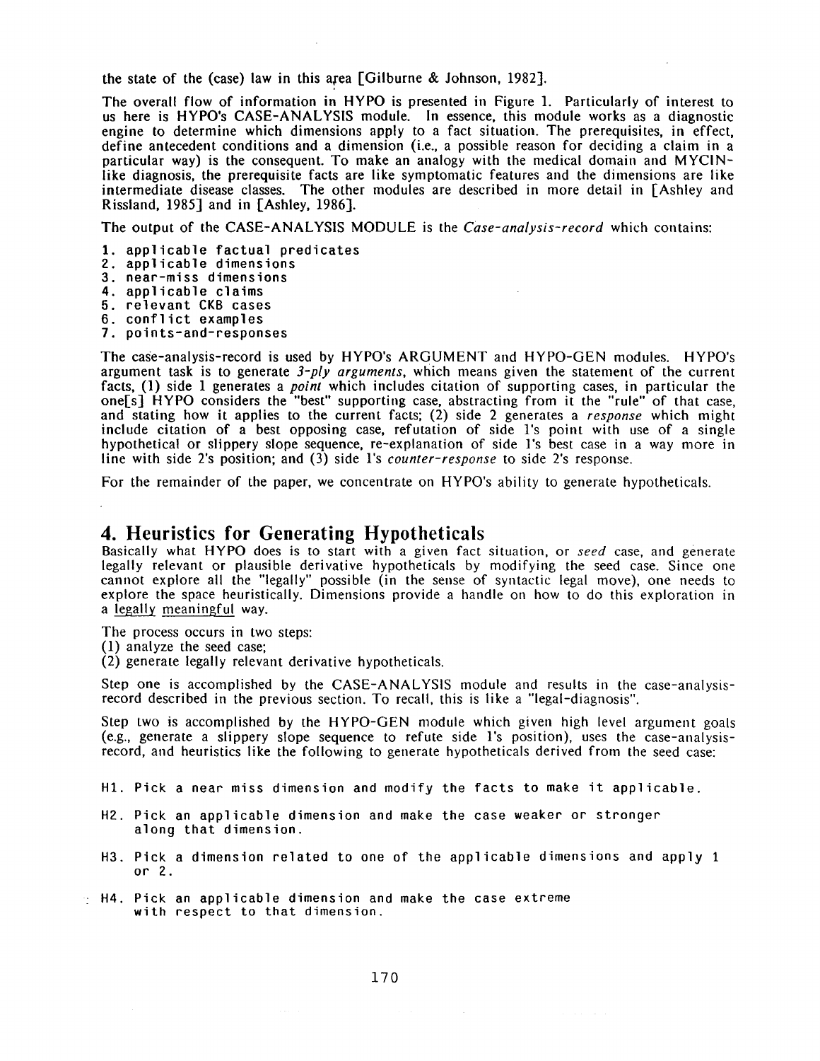the state of the (case) law in this area [Gilburne & Johnson, 1982].

The overall flow of information in HYPO is presented in Figure 1. Particularly of interest to us here is HYPO's CASE-ANALYSIS module. In essence, this module works as a diagnostic engine to determine which dimensions apply to a fact situation. The prerequisites, in effect, define antecedent conditions and a dimension (i.e., a possible reason for deciding a claim in a particular way) is the consequent. To make an analogy with the medical domain and MYCIN-like diagnosis, the prerequisite facts are like symptomatic features and the dimensions are like intermediate disease classes. The other modules are described in more detail in [Ashley and Rissland, 1985] and in [Ashley, 1986].

The output of the CASE-ANALYSIS MODULE is the *Case-analysis-record* which contains:

1. applicable factual predicates
2. applicable dimensions
3. near-miss dimensions
4. applicable claims
5. relevant CKB cases
6. conflict examples
7. points-and-responses

The case-analysis-record is used by HYPO's ARGUMENT and HYPO-GEN modules. HYPO's argument task is to generate *3-ply arguments*, which means given the statement of the current facts, (1) side 1 generates a *point* which includes citation of supporting cases, in particular the one[s] HYPO considers the "best" supporting case, abstracting from it the "rule" of that case, and stating how it applies to the current facts; (2) side 2 generates a *response* which might include citation of a best opposing case, refutation of side 1's point with use of a single hypothetical or slippery slope sequence, re-explanation of side 1's best case in a way more in line with side 2's position; and (3) side 1's *counter-response* to side 2's response.

For the remainder of the paper, we concentrate on HYPO's ability to generate hypotheticals.

## 4. Heuristics for Generating Hypotheticals

Basically what HYPO does is to start with a given fact situation, or *seed* case, and generate legally relevant or plausible derivative hypotheticals by modifying the seed case. Since one cannot explore all the "legally" possible (in the sense of syntactic legal move), one needs to explore the space heuristically. Dimensions provide a handle on how to do this exploration in a legally meaningful way.

The process occurs in two steps:
(1) analyze the seed case;
(2) generate legally relevant derivative hypotheticals.

Step one is accomplished by the CASE-ANALYSIS module and results in the case-analysis-record described in the previous section. To recall, this is like a "legal-diagnosis".

Step two is accomplished by the HYPO-GEN module which given high level argument goals (e.g., generate a slippery slope sequence to refute side 1's position), uses the case-analysis-record, and heuristics like the following to generate hypotheticals derived from the seed case:

H1. Pick a near miss dimension and modify the facts to make it applicable.

H2. Pick an applicable dimension and make the case weaker or stronger along that dimension.

H3. Pick a dimension related to one of the applicable dimensions and apply 1 or 2.

H4. Pick an applicable dimension and make the case extreme with respect to that dimension.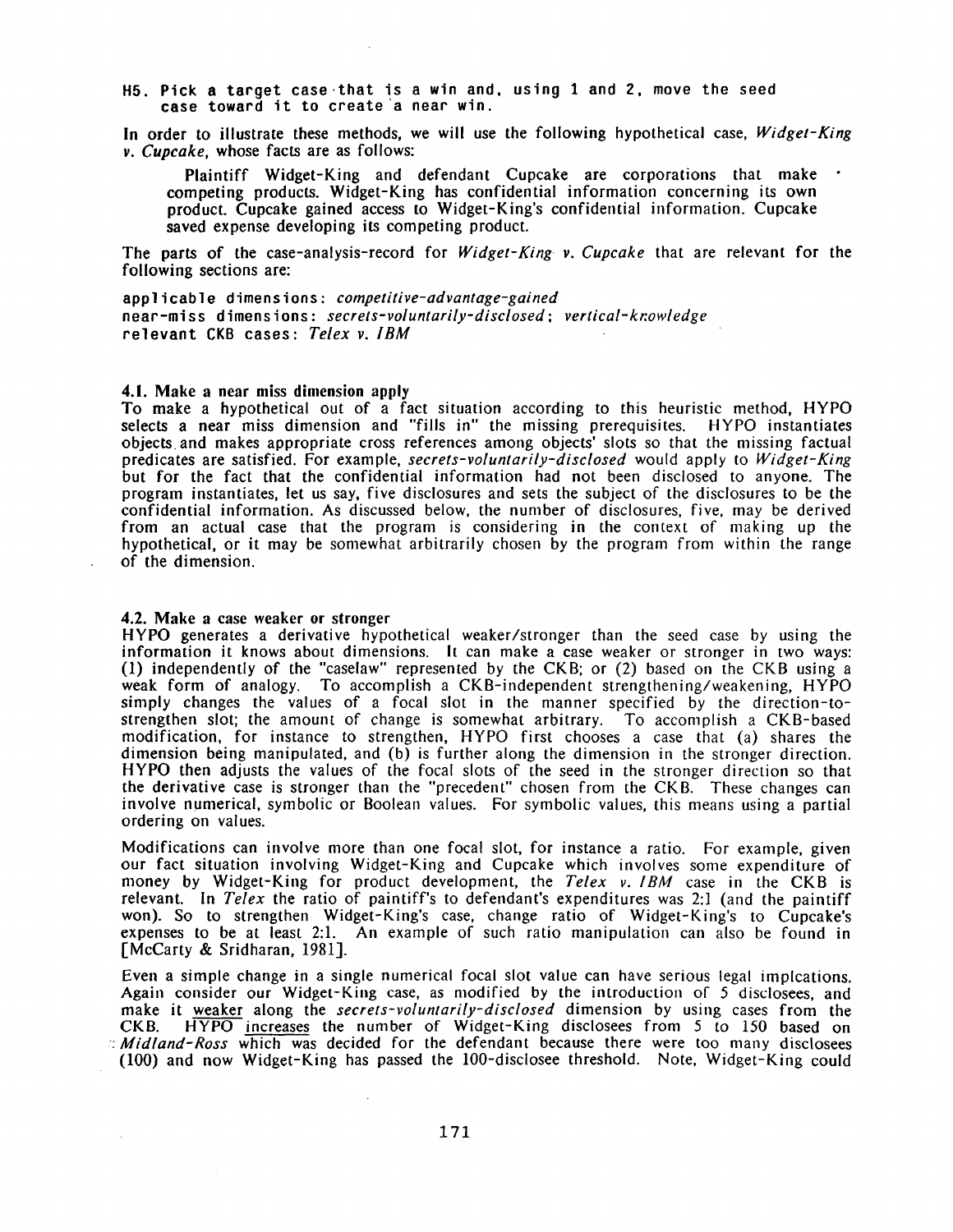H5. Pick a target case that is a win and, using 1 and 2, move the seed case toward it to create a near win.

In order to illustrate these methods, we will use the following hypothetical case, *Widget-King v. Cupcake*, whose facts are as follows:

> Plaintiff Widget-King and defendant Cupcake are corporations that make competing products. Widget-King has confidential information concerning its own product. Cupcake gained access to Widget-King's confidential information. Cupcake saved expense developing its competing product.

The parts of the case-analysis-record for *Widget-King v. Cupcake* that are relevant for the following sections are:

applicable dimensions: *competitive-advantage-gained*
near-miss dimensions: *secrets-voluntarily-disclosed*; *vertical-knowledge*
relevant CKB cases: *Telex v. IBM*

### 4.1. Make a near miss dimension apply

To make a hypothetical out of a fact situation according to this heuristic method, HYPO selects a near miss dimension and "fills in" the missing prerequisites. HYPO instantiates objects and makes appropriate cross references among objects' slots so that the missing factual predicates are satisfied. For example, *secrets-voluntarily-disclosed* would apply to *Widget-King* but for the fact that the confidential information had not been disclosed to anyone. The program instantiates, let us say, five disclosures and sets the subject of the disclosures to be the confidential information. As discussed below, the number of disclosures, five, may be derived from an actual case that the program is considering in the context of making up the hypothetical, or it may be somewhat arbitrarily chosen by the program from within the range of the dimension.

### 4.2. Make a case weaker or stronger

HYPO generates a derivative hypothetical weaker/stronger than the seed case by using the information it knows about dimensions. It can make a case weaker or stronger in two ways: (1) independently of the "caselaw" represented by the CKB; or (2) based on the CKB using a weak form of analogy. To accomplish a CKB-independent strengthening/weakening, HYPO simply changes the values of a focal slot in the manner specified by the direction-to-strengthen slot; the amount of change is somewhat arbitrary. To accomplish a CKB-based modification, for instance to strengthen, HYPO first chooses a case that (a) shares the dimension being manipulated, and (b) is further along the dimension in the stronger direction. HYPO then adjusts the values of the focal slots of the seed in the stronger direction so that the derivative case is stronger than the "precedent" chosen from the CKB. These changes can involve numerical, symbolic or Boolean values. For symbolic values, this means using a partial ordering on values.

Modifications can involve more than one focal slot, for instance a ratio. For example, given our fact situation involving Widget-King and Cupcake which involves some expenditure of money by Widget-King for product development, the *Telex v. IBM* case in the CKB is relevant. In *Telex* the ratio of paintiff's to defendant's expenditures was 2:1 (and the paintiff won). So to strengthen Widget-King's case, change ratio of Widget-King's to Cupcake's expenses to be at least 2:1. An example of such ratio manipulation can also be found in [McCarty & Sridharan, 1981].

Even a simple change in a single numerical focal slot value can have serious legal implcations. Again consider our Widget-King case, as modified by the introduction of 5 disclosees, and make it weaker along the *secrets-voluntarily-disclosed* dimension by using cases from the CKB. HYPO increases the number of Widget-King disclosees from 5 to 150 based on *Midland-Ross* which was decided for the defendant because there were too many disclosees (100) and now Widget-King has passed the 100-disclosee threshold. Note, Widget-King could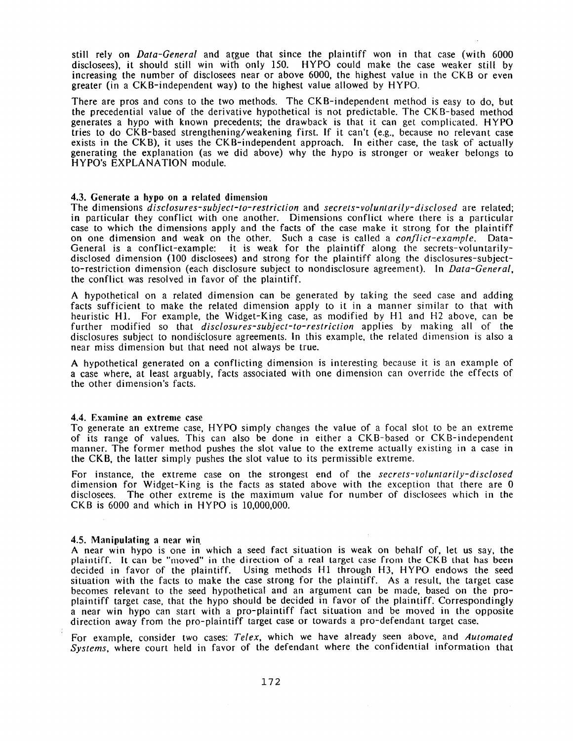still rely on *Data-General* and argue that since the plaintiff won in that case (with 6000 disclosees), it should still win with only 150. HYPO could make the case weaker still by increasing the number of disclosees near or above 6000, the highest value in the CKB or even greater (in a CKB-independent way) to the highest value allowed by HYPO.

There are pros and cons to the two methods. The CKB-independent method is easy to do, but the precedential value of the derivative hypothetical is not predictable. The CKB-based method generates a hypo with known precedents; the drawback is that it can get complicated. HYPO tries to do CKB-based strengthening/weakening first. If it can't (e.g., because no relevant case exists in the CKB), it uses the CKB-independent approach. In either case, the task of actually generating the explanation (as we did above) why the hypo is stronger or weaker belongs to HYPO's EXPLANATION module.

### 4.3. Generate a hypo on a related dimension

The dimensions *disclosures-subject-to-restriction* and *secrets-voluntarily-disclosed* are related; in particular they conflict with one another. Dimensions conflict where there is a particular case to which the dimensions apply and the facts of the case make it strong for the plaintiff on one dimension and weak on the other. Such a case is called a *conflict-example*. Data-General is a conflict-example: it is weak for the plaintiff along the secrets-voluntarily-disclosed dimension (100 disclosees) and strong for the plaintiff along the disclosures-subject-to-restriction dimension (each disclosure subject to nondisclosure agreement). In *Data-General*, the conflict was resolved in favor of the plaintiff.

A hypothetical on a related dimension can be generated by taking the seed case and adding facts sufficient to make the related dimension apply to it in a manner similar to that with heuristic H1. For example, the Widget-King case, as modified by H1 and H2 above, can be further modified so that *disclosures-subject-to-restriction* applies by making all of the disclosures subject to nondisclosure agreements. In this example, the related dimension is also a near miss dimension but that need not always be true.

A hypothetical generated on a conflicting dimension is interesting because it is an example of a case where, at least arguably, facts associated with one dimension can override the effects of the other dimension's facts.

### 4.4. Examine an extreme case

To generate an extreme case, HYPO simply changes the value of a focal slot to be an extreme of its range of values. This can also be done in either a CKB-based or CKB-independent manner. The former method pushes the slot value to the extreme actually existing in a case in the CKB, the latter simply pushes the slot value to its permissible extreme.

For instance, the extreme case on the strongest end of the *secrets-voluntarily-disclosed* dimension for Widget-King is the facts as stated above with the exception that there are 0 disclosees. The other extreme is the maximum value for number of disclosees which in the CKB is 6000 and which in HYPO is 10,000,000.

### 4.5. Manipulating a near win

A near win hypo is one in which a seed fact situation is weak on behalf of, let us say, the plaintiff. It can be "moved" in the direction of a real target case from the CKB that has been decided in favor of the plaintiff. Using methods H1 through H3, HYPO endows the seed situation with the facts to make the case strong for the plaintiff. As a result, the target case becomes relevant to the seed hypothetical and an argument can be made, based on the pro-plaintiff target case, that the hypo should be decided in favor of the plaintiff. Correspondingly a near win hypo can start with a pro-plaintiff fact situation and be moved in the opposite direction away from the pro-plaintiff target case or towards a pro-defendant target case.

For example, consider two cases: *Telex*, which we have already seen above, and *Automated Systems*, where court held in favor of the defendant where the confidential information that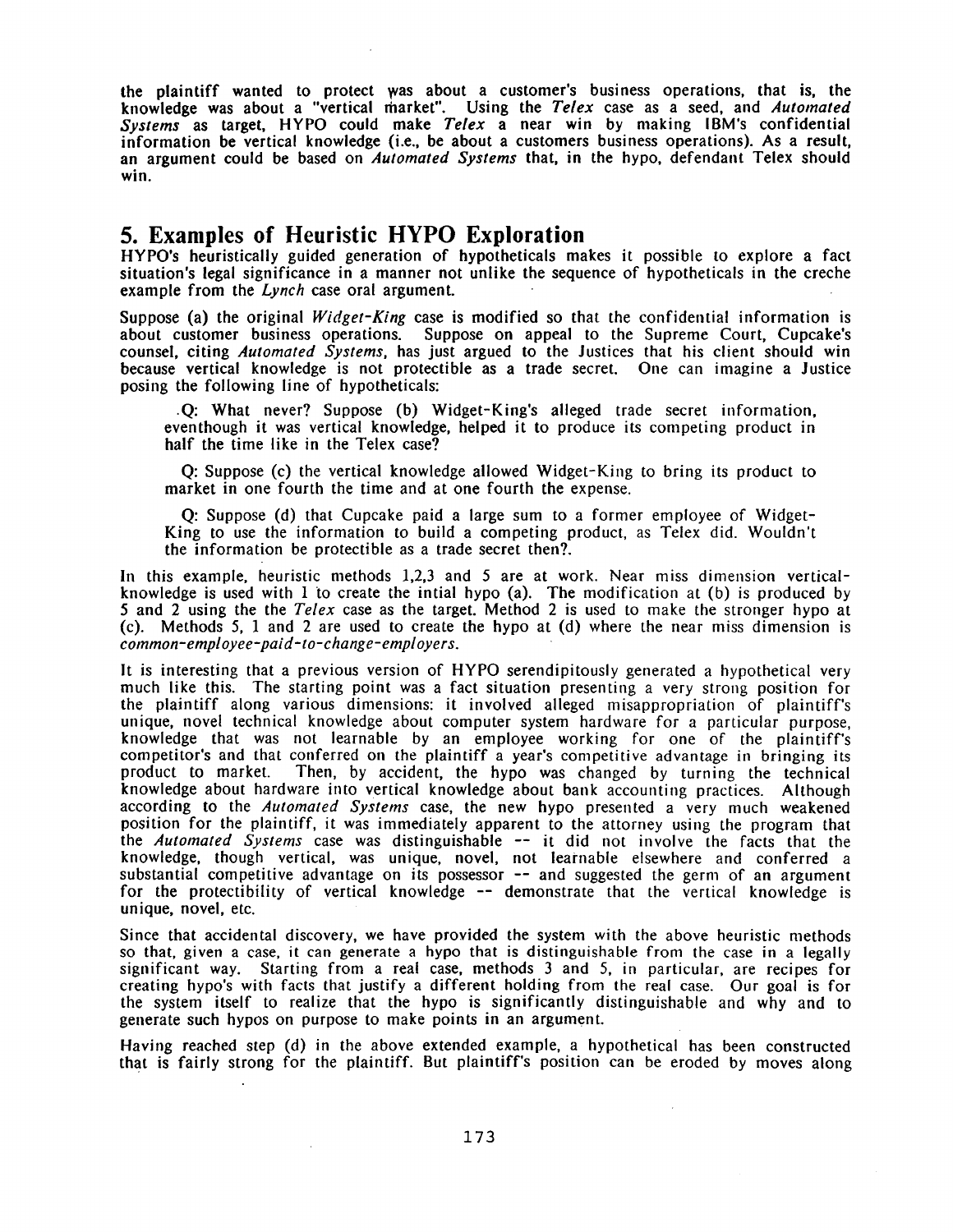the plaintiff wanted to protect was about a customer's business operations, that is, the knowledge was about a "vertical market". Using the *Telex* case as a seed, and *Automated Systems* as target, HYPO could make *Telex* a near win by making IBM's confidential information be vertical knowledge (i.e., be about a customers business operations). As a result, an argument could be based on *Automated Systems* that, in the hypo, defendant Telex should win.

## 5. Examples of Heuristic HYPO Exploration

HYPO's heuristically guided generation of hypotheticals makes it possible to explore a fact situation's legal significance in a manner not unlike the sequence of hypotheticals in the creche example from the *Lynch* case oral argument.

Suppose (a) the original *Widget-King* case is modified so that the confidential information is about customer business operations. Suppose on appeal to the Supreme Court, Cupcake's counsel, citing *Automated Systems*, has just argued to the Justices that his client should win because vertical knowledge is not protectible as a trade secret. One can imagine a Justice posing the following line of hypotheticals:

> Q: What never? Suppose (b) Widget-King's alleged trade secret information, eventhough it was vertical knowledge, helped it to produce its competing product in half the time like in the Telex case?
>
> Q: Suppose (c) the vertical knowledge allowed Widget-King to bring its product to market in one fourth the time and at one fourth the expense.
>
> Q: Suppose (d) that Cupcake paid a large sum to a former employee of Widget-King to use the information to build a competing product, as Telex did. Wouldn't the information be protectible as a trade secret then?.

In this example, heuristic methods 1,2,3 and 5 are at work. Near miss dimension vertical-knowledge is used with 1 to create the intial hypo (a). The modification at (b) is produced by 5 and 2 using the the *Telex* case as the target. Method 2 is used to make the stronger hypo at (c). Methods 5, 1 and 2 are used to create the hypo at (d) where the near miss dimension is *common-employee-paid-to-change-employers*.

It is interesting that a previous version of HYPO serendipitously generated a hypothetical very much like this. The starting point was a fact situation presenting a very strong position for the plaintiff along various dimensions: it involved alleged misappropriation of plaintiff's unique, novel technical knowledge about computer system hardware for a particular purpose, knowledge that was not learnable by an employee working for one of the plaintiff's competitor's and that conferred on the plaintiff a year's competitive advantage in bringing its product to market. Then, by accident, the hypo was changed by turning the technical knowledge about hardware into vertical knowledge about bank accounting practices. Although according to the *Automated Systems* case, the new hypo presented a very much weakened position for the plaintiff, it was immediately apparent to the attorney using the program that the *Automated Systems* case was distinguishable -- it did not involve the facts that the knowledge, though vertical, was unique, novel, not learnable elsewhere and conferred a substantial competitive advantage on its possessor -- and suggested the germ of an argument for the protectibility of vertical knowledge -- demonstrate that the vertical knowledge is unique, novel, etc.

Since that accidental discovery, we have provided the system with the above heuristic methods so that, given a case, it can generate a hypo that is distinguishable from the case in a legally significant way. Starting from a real case, methods 3 and 5, in particular, are recipes for creating hypo's with facts that justify a different holding from the real case. Our goal is for the system itself to realize that the hypo is significantly distinguishable and why and to generate such hypos on purpose to make points in an argument.

Having reached step (d) in the above extended example, a hypothetical has been constructed that is fairly strong for the plaintiff. But plaintiff's position can be eroded by moves along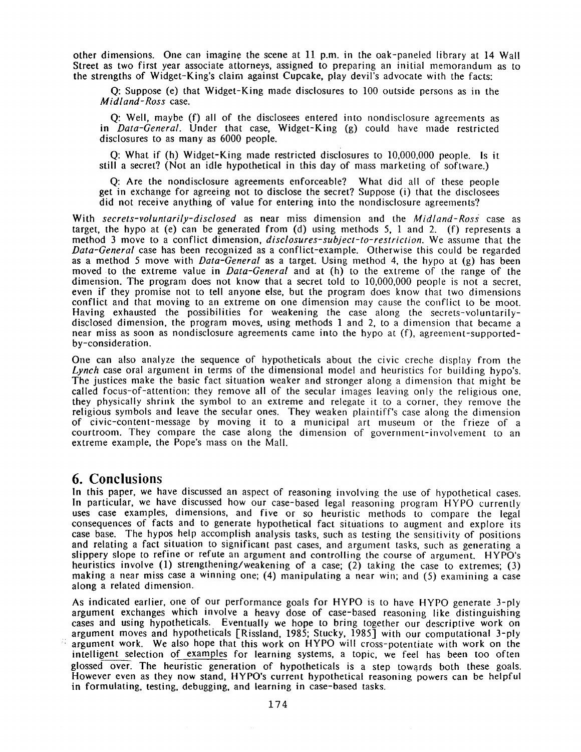other dimensions. One can imagine the scene at 11 p.m. in the oak-paneled library at 14 Wall Street as two first year associate attorneys, assigned to preparing an initial memorandum as to the strengths of Widget-King's claim against Cupcake, play devil's advocate with the facts:

> Q: Suppose (e) that Widget-King made disclosures to 100 outside persons as in the *Midland-Ross* case.
>
> Q: Well, maybe (f) all of the disclosees entered into nondisclosure agreements as in *Data-General*. Under that case, Widget-King (g) could have made restricted disclosures to as many as 6000 people.
>
> Q: What if (h) Widget-King made restricted disclosures to 10,000,000 people. Is it still a secret? (Not an idle hypothetical in this day of mass marketing of software.)
>
> Q: Are the nondisclosure agreements enforceable? What did all of these people get in exchange for agreeing not to disclose the secret? Suppose (i) that the disclosees did not receive anything of value for entering into the nondisclosure agreements?

With *secrets-voluntarily-disclosed* as near miss dimension and the *Midland-Ross* case as target, the hypo at (e) can be generated from (d) using methods 5, 1 and 2. (f) represents a method 3 move to a conflict dimension, *disclosures-subject-to-restriction*. We assume that the *Data-General* case has been recognized as a conflict-example. Otherwise this could be regarded as a method 5 move with *Data-General* as a target. Using method 4, the hypo at (g) has been moved to the extreme value in *Data-General* and at (h) to the extreme of the range of the dimension. The program does not know that a secret told to 10,000,000 people is not a secret, even if they promise not to tell anyone else, but the program does know that two dimensions conflict and that moving to an extreme on one dimension may cause the conflict to be moot. Having exhausted the possibilities for weakening the case along the secrets-voluntarily-disclosed dimension, the program moves, using methods 1 and 2, to a dimension that became a near miss as soon as nondisclosure agreements came into the hypo at (f), agreement-supported-by-consideration.

One can also analyze the sequence of hypotheticals about the civic creche display from the *Lynch* case oral argument in terms of the dimensional model and heuristics for building hypo's. The justices make the basic fact situation weaker and stronger along a dimension that might be called focus-of-attention: they remove all of the secular images leaving only the religious one, they physically shrink the symbol to an extreme and relegate it to a corner, they remove the religious symbols and leave the secular ones. They weaken plaintiff's case along the dimension of civic-content-message by moving it to a municipal art museum or the frieze of a courtroom. They compare the case along the dimension of government-involvement to an extreme example, the Pope's mass on the Mall.

## 6. Conclusions

In this paper, we have discussed an aspect of reasoning involving the use of hypothetical cases. In particular, we have discussed how our case-based legal reasoning program HYPO currently uses case examples, dimensions, and five or so heuristic methods to compare the legal consequences of facts and to generate hypothetical fact situations to augment and explore its case base. The hypos help accomplish analysis tasks, such as testing the sensitivity of positions and relating a fact situation to significant past cases, and argument tasks, such as generating a slippery slope to refine or refute an argument and controlling the course of argument. HYPO's heuristics involve (1) strengthening/weakening of a case; (2) taking the case to extremes; (3) making a near miss case a winning one; (4) manipulating a near win; and (5) examining a case along a related dimension.

As indicated earlier, one of our performance goals for HYPO is to have HYPO generate 3-ply argument exchanges which involve a heavy dose of case-based reasoning like distinguishing cases and using hypotheticals. Eventually we hope to bring together our descriptive work on argument moves and hypotheticals [Rissland, 1985; Stucky, 1985] with our computational 3-ply argument work. We also hope that this work on HYPO will cross-potentiate with work on the intelligent selection of examples for learning systems, a topic, we feel has been too often glossed over. The heuristic generation of hypotheticals is a step towards both these goals. However even as they now stand, HYPO's current hypothetical reasoning powers can be helpful in formulating, testing, debugging, and learning in case-based tasks.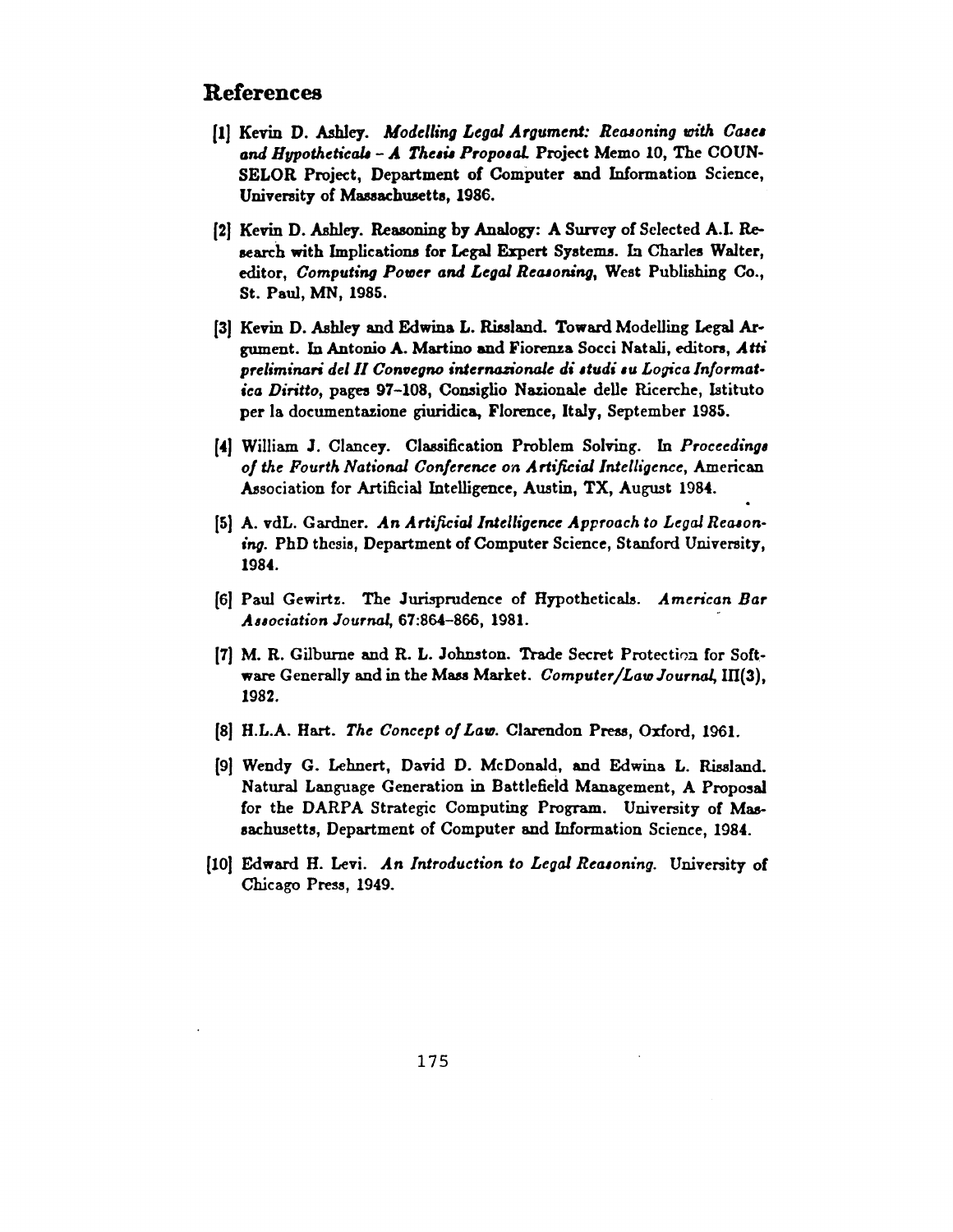## References

[1] Kevin D. Ashley. *Modelling Legal Argument: Reasoning with Cases and Hypotheticals - A Thesis Proposal.* Project Memo 10, The COUNSELOR Project, Department of Computer and Information Science, University of Massachusetts, 1986.

[2] Kevin D. Ashley. Reasoning by Analogy: A Survey of Selected A.I. Research with Implications for Legal Expert Systems. In Charles Walter, editor, *Computing Power and Legal Reasoning*, West Publishing Co., St. Paul, MN, 1985.

[3] Kevin D. Ashley and Edwina L. Rissland. Toward Modelling Legal Argument. In Antonio A. Martino and Fiorenza Socci Natali, editors, *Atti preliminari del II Convegno internazionale di studi su Logica Informatica Diritto*, pages 97–108, Consiglio Nazionale delle Ricerche, Istituto per la documentazione giuridica, Florence, Italy, September 1985.

[4] William J. Clancey. Classification Problem Solving. In *Proceedings of the Fourth National Conference on Artificial Intelligence*, American Association for Artificial Intelligence, Austin, TX, August 1984.

[5] A. vdL. Gardner. *An Artificial Intelligence Approach to Legal Reasoning.* PhD thesis, Department of Computer Science, Stanford University, 1984.

[6] Paul Gewirtz. The Jurisprudence of Hypotheticals. *American Bar Association Journal*, 67:864–866, 1981.

[7] M. R. Gilburne and R. L. Johnston. Trade Secret Protection for Software Generally and in the Mass Market. *Computer/Law Journal*, III(3), 1982.

[8] H.L.A. Hart. *The Concept of Law.* Clarendon Press, Oxford, 1961.

[9] Wendy G. Lehnert, David D. McDonald, and Edwina L. Rissland. Natural Language Generation in Battlefield Management, A Proposal for the DARPA Strategic Computing Program. University of Massachusetts, Department of Computer and Information Science, 1984.

[10] Edward H. Levi. *An Introduction to Legal Reasoning.* University of Chicago Press, 1949.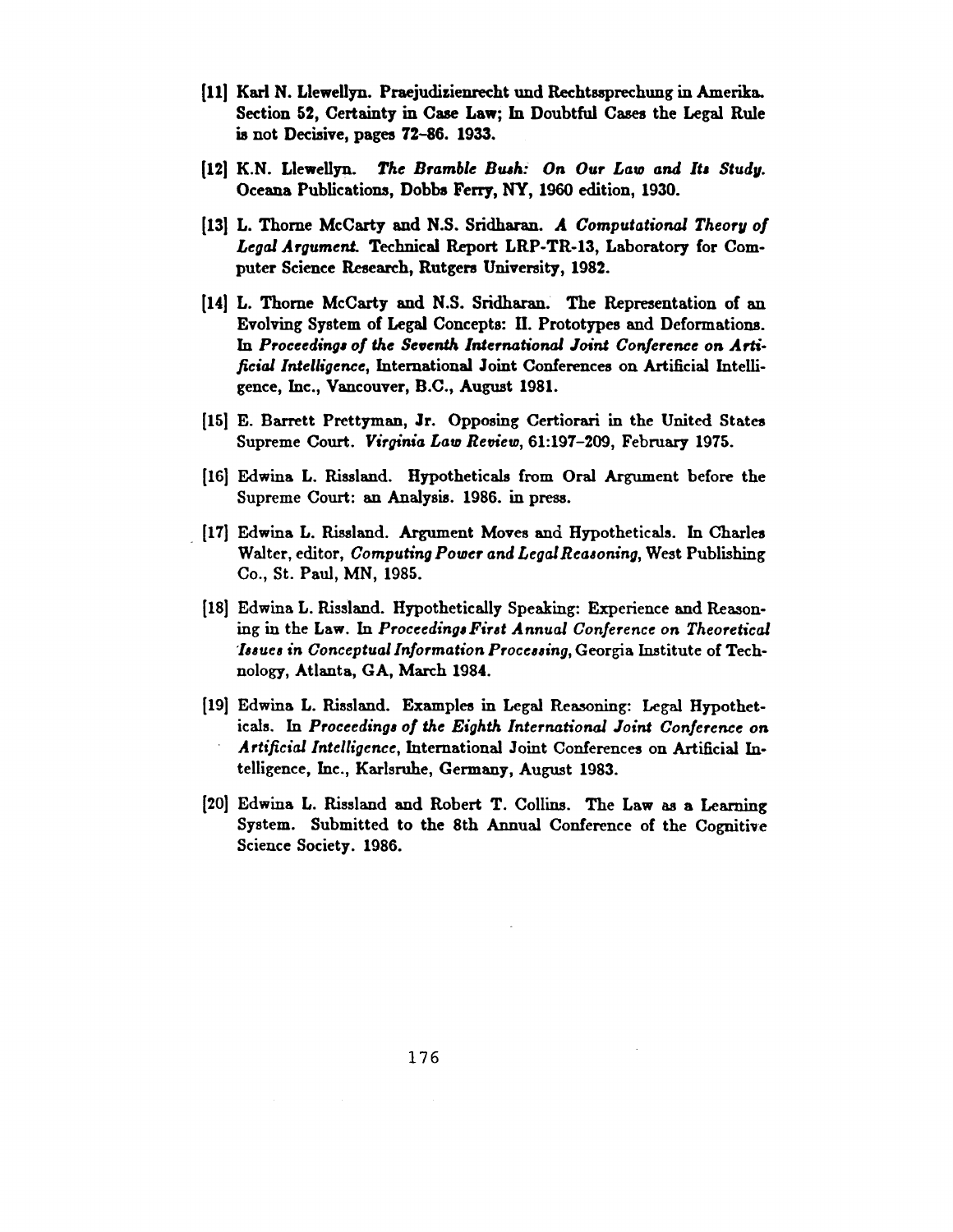[11] Karl N. Llewellyn. Praejudizienrecht und Rechtssprechung in Amerika. Section 52, Certainty in Case Law; In Doubtful Cases the Legal Rule is not Decisive, pages 72–86. 1933.

[12] K.N. Llewellyn. *The Bramble Bush: On Our Law and Its Study.* Oceana Publications, Dobbs Ferry, NY, 1960 edition, 1930.

[13] L. Thorne McCarty and N.S. Sridharan. *A Computational Theory of Legal Argument.* Technical Report LRP-TR-13, Laboratory for Computer Science Research, Rutgers University, 1982.

[14] L. Thorne McCarty and N.S. Sridharan. The Representation of an Evolving System of Legal Concepts: II. Prototypes and Deformations. In *Proceedings of the Seventh International Joint Conference on Artificial Intelligence*, International Joint Conferences on Artificial Intelligence, Inc., Vancouver, B.C., August 1981.

[15] E. Barrett Prettyman, Jr. Opposing Certiorari in the United States Supreme Court. *Virginia Law Review*, 61:197–209, February 1975.

[16] Edwina L. Rissland. Hypotheticals from Oral Argument before the Supreme Court: an Analysis. 1986. in press.

[17] Edwina L. Rissland. Argument Moves and Hypotheticals. In Charles Walter, editor, *Computing Power and Legal Reasoning*, West Publishing Co., St. Paul, MN, 1985.

[18] Edwina L. Rissland. Hypothetically Speaking: Experience and Reasoning in the Law. In *Proceedings First Annual Conference on Theoretical Issues in Conceptual Information Processing*, Georgia Institute of Technology, Atlanta, GA, March 1984.

[19] Edwina L. Rissland. Examples in Legal Reasoning: Legal Hypotheticals. In *Proceedings of the Eighth International Joint Conference on Artificial Intelligence*, International Joint Conferences on Artificial Intelligence, Inc., Karlsruhe, Germany, August 1983.

[20] Edwina L. Rissland and Robert T. Collins. The Law as a Learning System. Submitted to the 8th Annual Conference of the Cognitive Science Society. 1986.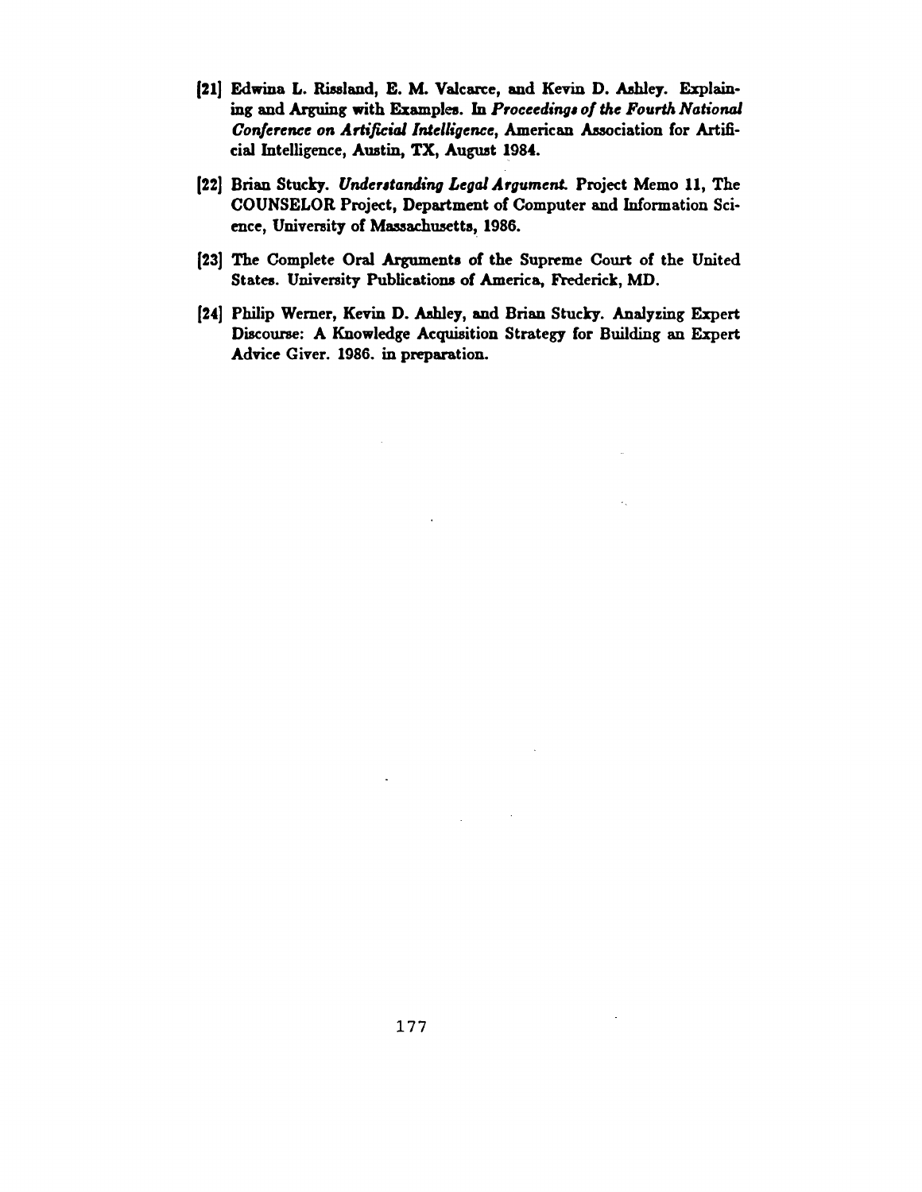[21] Edwina L. Rissland, E. M. Valcarce, and Kevin D. Ashley. Explaining and Arguing with Examples. In *Proceedings of the Fourth National Conference on Artificial Intelligence*, American Association for Artificial Intelligence, Austin, TX, August 1984.

[22] Brian Stucky. *Understanding Legal Argument.* Project Memo 11, The COUNSELOR Project, Department of Computer and Information Science, University of Massachusetts, 1986.

[23] The Complete Oral Arguments of the Supreme Court of the United States. University Publications of America, Frederick, MD.

[24] Philip Werner, Kevin D. Ashley, and Brian Stucky. Analyzing Expert Discourse: A Knowledge Acquisition Strategy for Building an Expert Advice Giver. 1986. in preparation.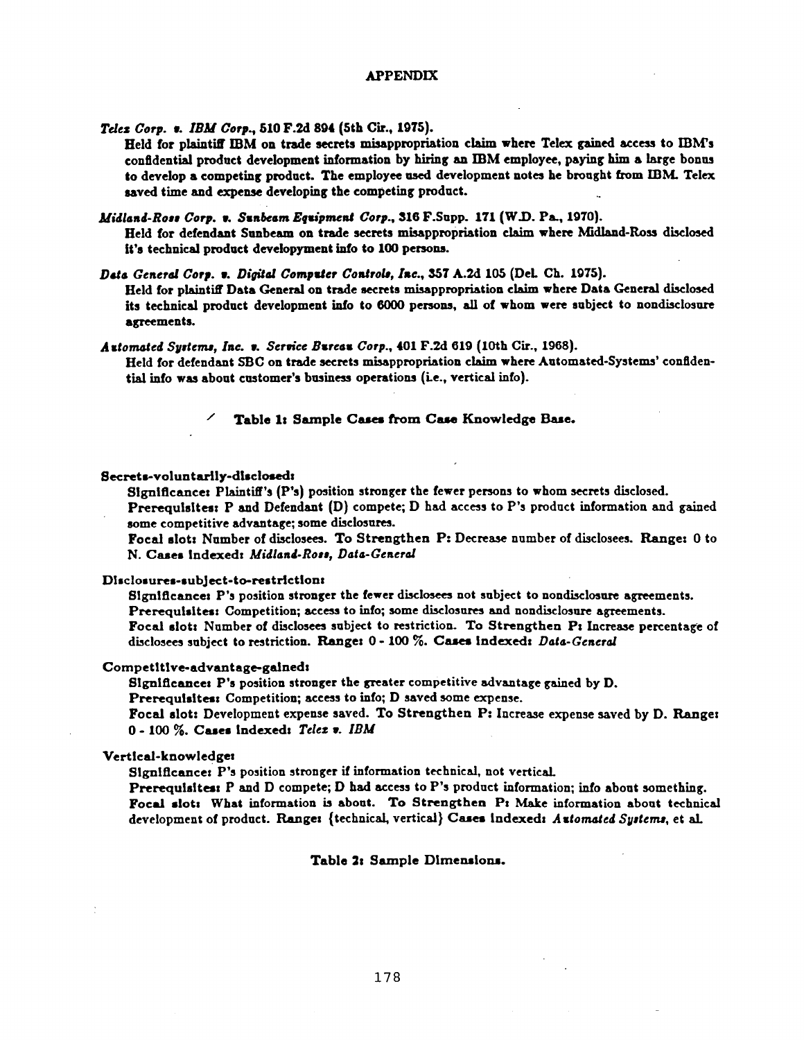## APPENDIX

*Telex Corp. v. IBM Corp.*, 510 F.2d 894 (5th Cir., 1975).
**Held for plaintiff IBM on trade secrets misappropriation claim where Telex gained access to IBM's confidential product development information by hiring an IBM employee, paying him a large bonus to develop a competing product. The employee used development notes he brought from IBM. Telex saved time and expense developing the competing product.**

*Midland-Ross Corp. v. Sunbeam Equipment Corp.*, 316 F.Supp. 171 (W.D. Pa., 1970).
**Held for defendant Sunbeam on trade secrets misappropriation claim where Midland-Ross disclosed it's technical product developyment info to 100 persons.**

*Data General Corp. v. Digital Computer Controls, Inc.*, 357 A.2d 105 (Del. Ch. 1975).
**Held for plaintiff Data General on trade secrets misappropriation claim where Data General disclosed its technical product development info to 6000 persons, all of whom were subject to nondisclosure agreements.**

*Automated Systems, Inc. v. Service Bureau Corp.*, 401 F.2d 619 (10th Cir., 1968).
**Held for defendant SBC on trade secrets misappropriation claim where Automated-Systems' confidential info was about customer's business operations (i.e., vertical info).**

**Table 1: Sample Cases from Case Knowledge Base.**

**Secrets-voluntarily-disclosed:**
**Significance:** Plaintiff's (P's) position stronger the fewer persons to whom secrets disclosed.
**Prerequisites:** P and Defendant (D) compete; D had access to P's product information and gained some competitive advantage; some disclosures.
**Focal slot:** Number of disclosees. **To Strengthen P:** Decrease number of disclosees. **Range:** 0 to N. **Cases Indexed:** *Midland-Ross, Data-General*

**Disclosures-subject-to-restriction:**
**Significance:** P's position stronger the fewer disclosees not subject to nondisclosure agreements.
**Prerequisites:** Competition; access to info; some disclosures and nondisclosure agreements.
**Focal slot:** Number of disclosees subject to restriction. **To Strengthen P:** Increase percentage of disclosees subject to restriction. **Range:** 0 - 100 %. **Cases Indexed:** *Data-General*

**Competitive-advantage-gained:**
**Significance:** P's position stronger the greater competitive advantage gained by D.
**Prerequisites:** Competition; access to info; D saved some expense.
**Focal slot:** Development expense saved. **To Strengthen P:** Increase expense saved by D. **Range:** 0 - 100 %. **Cases Indexed:** *Telex v. IBM*

**Vertical-knowledge:**
**Significance:** P's position stronger if information technical, not vertical.
**Prerequisites:** P and D compete; D had access to P's product information; info about something.
**Focal slot:** What information is about. **To Strengthen P:** Make information about technical development of product. **Range:** {technical, vertical} **Cases Indexed:** *Automated Systems*, et al.

**Table 2: Sample Dimensions.**